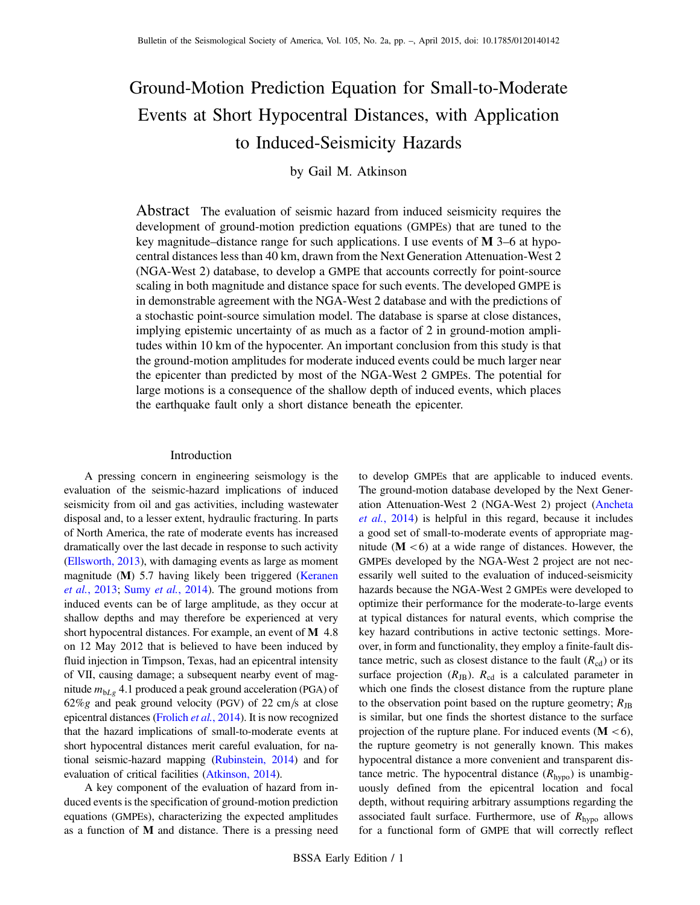# Ground-Motion Prediction Equation for Small-to-Moderate Events at Short Hypocentral Distances, with Application to Induced-Seismicity Hazards

by Gail M. Atkinson

**Abstract** The evaluation of seismic hazard from induced seismicity requires the development of ground-motion prediction equations (GMPEs) that are tuned to the key magnitude–distance range for such applications. I use events of **M** 3–6 at hypocentral distances less than 40 km, drawn from the Next Generation Attenuation-West 2 (NGA-West 2) database, to develop a GMPE that accounts correctly for point-source scaling in both magnitude and distance space for such events. The developed GMPE is in demonstrable agreement with the NGA-West 2 database and with the predictions of a stochastic point-source simulation model. The database is sparse at close distances, implying epistemic uncertainty of as much as a factor of 2 in ground-motion amplitudes within 10 km of the hypocenter. An important conclusion from this study is that the ground-motion amplitudes for moderate induced events could be much larger near the epicenter than predicted by most of the NGA-West 2 GMPEs. The potential for large motions is a consequence of the shallow depth of induced events, which places the earthquake fault only a short distance beneath the epicenter.

## Introduction

A pressing concern in engineering seismology is the evaluation of the seismic-hazard implications of induced seismicity from oil and gas activities, including wastewater disposal and, to a lesser extent, hydraulic fracturing. In parts of North America, the rate of moderate events has increased dramatically over the last decade in response to such activity (Ellsworth, 2013), with damaging events as large as moment magnitude (**M**) 5.7 having likely been triggered (Keranen *et al.*, 2013; Sumy *et al.*, 2014). The ground motions from induced events can be of large amplitude, as they occur at shallow depths and may therefore be experienced at very short hypocentral distances. For example, an event of **M** 4.8 on 12 May 2012 that is believed to have been induced by fluid injection in Timpson, Texas, had an epicentral intensity of VII, causing damage; a subsequent nearby event of magnitude $m_{bLg}$ 4.1 produced a peak ground acceleration (PGA) of 62%*g* and peak ground velocity (PGV) of 22 cm/s at close epicentral distances (Frolich *et al.*, 2014). It is now recognized that the hazard implications of small-to-moderate events at short hypocentral distances merit careful evaluation, for national seismic-hazard mapping (Rubinstein, 2014) and for evaluation of critical facilities (Atkinson, 2014).

A key component of the evaluation of hazard from induced events is the specification of ground-motion prediction equations (GMPEs), characterizing the expected amplitudes as a function of **M** and distance. There is a pressing need to develop GMPEs that are applicable to induced events. The ground-motion database developed by the Next Generation Attenuation-West 2 (NGA-West 2) project (Ancheta *et al.*, 2014) is helpful in this regard, because it includes a good set of small-to-moderate events of appropriate magnitude (**M** <6) at a wide range of distances. However, the GMPEs developed by the NGA-West 2 project are not necessarily well suited to the evaluation of induced-seismicity hazards because the NGA-West 2 GMPEs were developed to optimize their performance for the moderate-to-large events at typical distances for natural events, which comprise the key hazard contributions in active tectonic settings. Moreover, in form and functionality, they employ a finite-fault distance metric, such as closest distance to the fault ($R_{cd}$) or its surface projection ($R_{JB}$). $R_{cd}$ is a calculated parameter in which one finds the closest distance from the rupture plane to the observation point based on the rupture geometry; $R_{JB}$ is similar, but one finds the shortest distance to the surface projection of the rupture plane. For induced events (**M** <6), the rupture geometry is not generally known. This makes hypocentral distance a more convenient and transparent distance metric. The hypocentral distance ($R_{hypo}$) is unambiguously defined from the epicentral location and focal depth, without requiring arbitrary assumptions regarding the associated fault surface. Furthermore, use of $R_{hypo}$ allows for a functional form of GMPE that will correctly reflect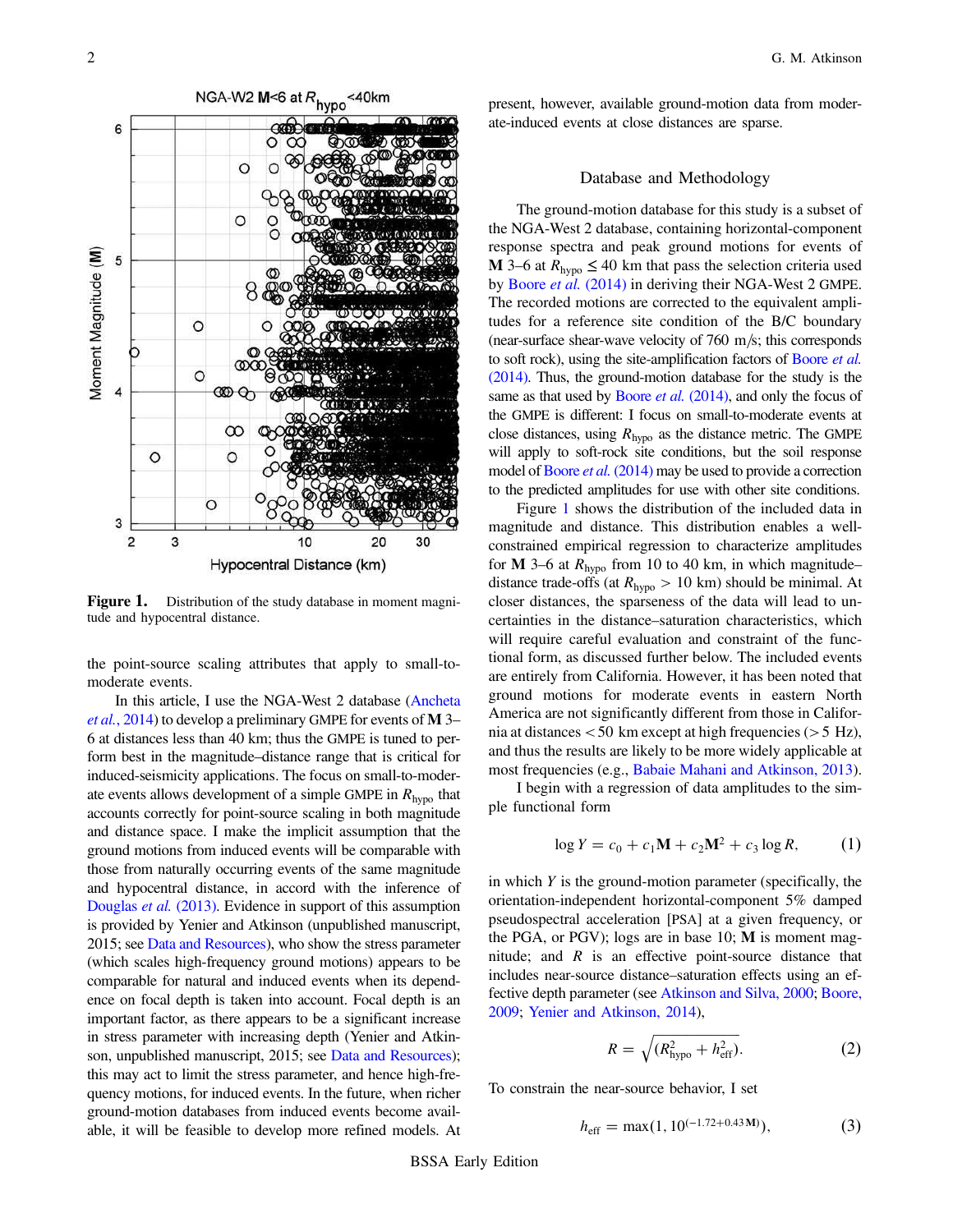Figure 1. Distribution of the study database in moment magnitude and hypocentral distance.

the point-source scaling attributes that apply to small-to-moderate events.

In this article, I use the NGA-West 2 database (Ancheta *et al.*, 2014) to develop a preliminary GMPE for events of **M** 3–6 at distances less than 40 km; thus the GMPE is tuned to perform best in the magnitude–distance range that is critical for induced-seismicity applications. The focus on small-to-moderate events allows development of a simple GMPE in $R_{\text{hypo}}$ that accounts correctly for point-source scaling in both magnitude and distance space. I make the implicit assumption that the ground motions from induced events will be comparable with those from naturally occurring events of the same magnitude and hypocentral distance, in accord with the inference of Douglas *et al.* (2013). Evidence in support of this assumption is provided by Yenier and Atkinson (unpublished manuscript, 2015; see Data and Resources), who show the stress parameter (which scales high-frequency ground motions) appears to be comparable for natural and induced events when its dependence on focal depth is taken into account. Focal depth is an important factor, as there appears to be a significant increase in stress parameter with increasing depth (Yenier and Atkinson, unpublished manuscript, 2015; see Data and Resources); this may act to limit the stress parameter, and hence high-frequency motions, for induced events. In the future, when richer ground-motion databases from induced events become available, it will be feasible to develop more refined models. At present, however, available ground-motion data from moderate-induced events at close distances are sparse.

## Database and Methodology

The ground-motion database for this study is a subset of the NGA-West 2 database, containing horizontal-component response spectra and peak ground motions for events of **M** 3–6 at $R_{\text{hypo}} \leq 40$ km that pass the selection criteria used by Boore *et al.* (2014) in deriving their NGA-West 2 GMPE. The recorded motions are corrected to the equivalent amplitudes for a reference site condition of the B/C boundary (near-surface shear-wave velocity of 760 m/s; this corresponds to soft rock), using the site-amplification factors of Boore *et al.* (2014). Thus, the ground-motion database for the study is the same as that used by Boore *et al.* (2014), and only the focus of the GMPE is different: I focus on small-to-moderate events at close distances, using $R_{\text{hypo}}$ as the distance metric. The GMPE will apply to soft-rock site conditions, but the soil response model of Boore *et al.* (2014) may be used to provide a correction to the predicted amplitudes for use with other site conditions.

Figure 1 shows the distribution of the included data in magnitude and distance. This distribution enables a well-constrained empirical regression to characterize amplitudes for **M** 3–6 at $R_{\text{hypo}}$ from 10 to 40 km, in which magnitude–distance trade-offs (at $R_{\text{hypo}} > 10$ km) should be minimal. At closer distances, the sparseness of the data will lead to uncertainties in the distance–saturation characteristics, which will require careful evaluation and constraint of the functional form, as discussed further below. The included events are entirely from California. However, it has been noted that ground motions for moderate events in eastern North America are not significantly different from those in California at distances < 50 km except at high frequencies (> 5 Hz), and thus the results are likely to be more widely applicable at most frequencies (e.g., Babaie Mahani and Atkinson, 2013).

I begin with a regression of data amplitudes to the simple functional form

$$\log Y = c_0 + c_1\mathbf{M} + c_2\mathbf{M}^2 + c_3 \log R, \qquad (1)$$

in which $Y$ is the ground-motion parameter (specifically, the orientation-independent horizontal-component 5% damped pseudospectral acceleration [PSA] at a given frequency, or the PGA, or PGV); logs are in base 10; **M** is moment magnitude; and $R$ is an effective point-source distance that includes near-source distance–saturation effects using an effective depth parameter (see Atkinson and Silva, 2000; Boore, 2009; Yenier and Atkinson, 2014),

$$R = \sqrt{(R_{\text{hypo}}^2 + h_{\text{eff}}^2)}. \qquad (2)$$

To constrain the near-source behavior, I set

$$h_{\text{eff}} = \max(1, 10^{(-1.72+0.43\mathbf{M})}), \qquad (3)$$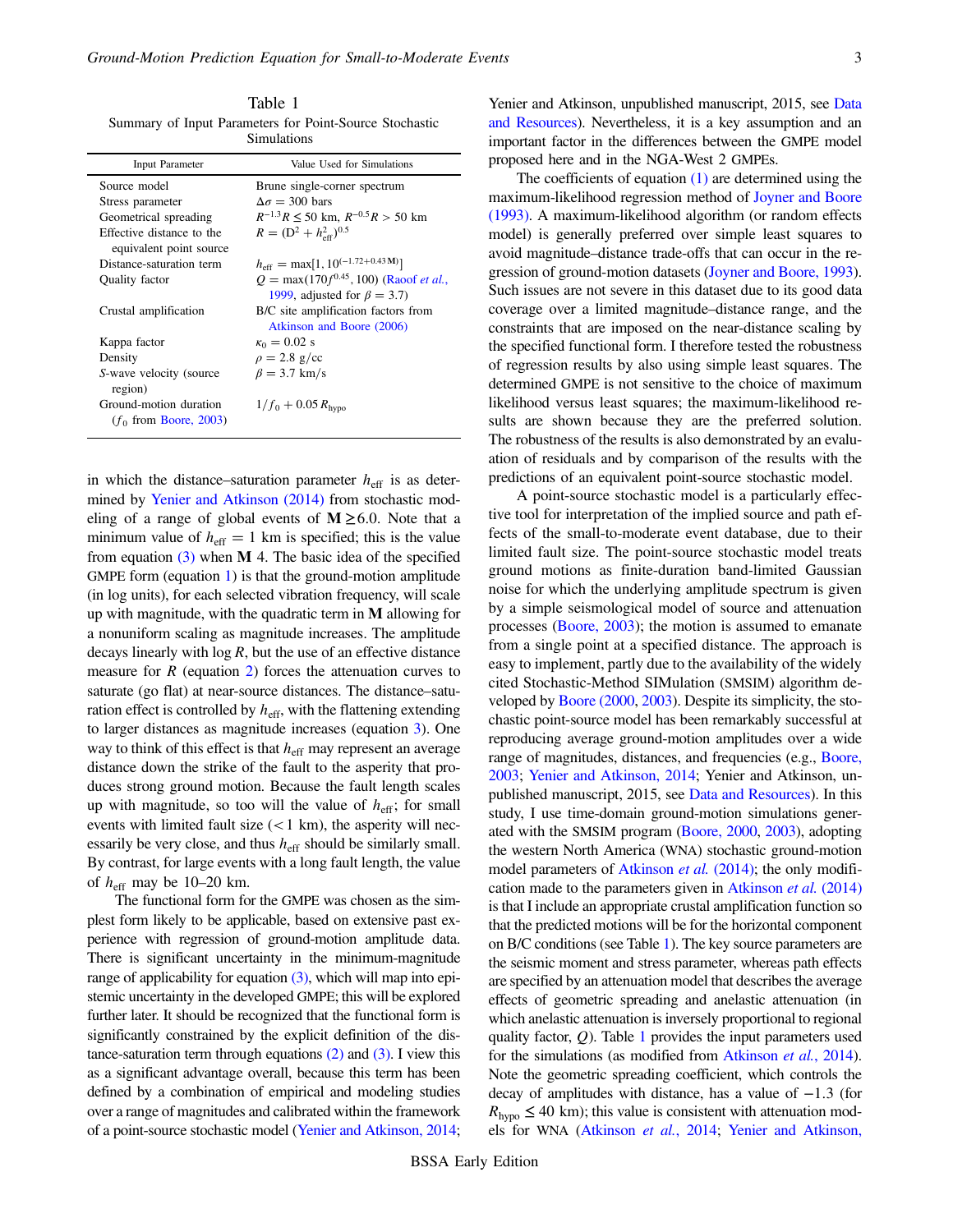Table 1
Summary of Input Parameters for Point-Source Stochastic Simulations

| Input Parameter | Value Used for Simulations |
|---|---|
| Source model | Brune single-corner spectrum |
| Stress parameter | $\Delta\sigma = 300$ bars |
| Geometrical spreading | $R^{-1.3} R \le 50$ km, $R^{-0.5} R > 50$ km |
| Effective distance to the equivalent point source | $R = (D^2 + h_{\mathrm{eff}}^2)^{0.5}$ |
| Distance-saturation term | $h_{\mathrm{eff}} = \max[1, 10^{(-1.72+0.43\mathbf{M})}]$ |
| Quality factor | $Q = \max(170f^{0.45}, 100)$ (Raoof *et al.*, 1999, adjusted for $\beta = 3.7$) |
| Crustal amplification | B/C site amplification factors from Atkinson and Boore (2006) |
| Kappa factor | $\kappa_0 = 0.02$ s |
| Density | $\rho = 2.8$ g/cc |
| *S*-wave velocity (source region) | $\beta = 3.7$ km/s |
| Ground-motion duration ($f_0$ from Boore, 2003) | $1/f_0 + 0.05 R_{\mathrm{hypo}}$ |

in which the distance–saturation parameter $h_{\mathrm{eff}}$ is as determined by Yenier and Atkinson (2014) from stochastic modeling of a range of global events of $\mathbf{M} \ge 6.0$. Note that a minimum value of $h_{\mathrm{eff}} = 1$ km is specified; this is the value from equation (3) when **M** 4. The basic idea of the specified GMPE form (equation 1) is that the ground-motion amplitude (in log units), for each selected vibration frequency, will scale up with magnitude, with the quadratic term in **M** allowing for a nonuniform scaling as magnitude increases. The amplitude decays linearly with log $R$, but the use of an effective distance measure for $R$ (equation 2) forces the attenuation curves to saturate (go flat) at near-source distances. The distance–saturation effect is controlled by $h_{\mathrm{eff}}$, with the flattening extending to larger distances as magnitude increases (equation 3). One way to think of this effect is that $h_{\mathrm{eff}}$ may represent an average distance down the strike of the fault to the asperity that produces strong ground motion. Because the fault length scales up with magnitude, so too will the value of $h_{\mathrm{eff}}$; for small events with limited fault size ($< 1$ km), the asperity will necessarily be very close, and thus $h_{\mathrm{eff}}$ should be similarly small. By contrast, for large events with a long fault length, the value of $h_{\mathrm{eff}}$ may be 10–20 km.

The functional form for the GMPE was chosen as the simplest form likely to be applicable, based on extensive past experience with regression of ground-motion amplitude data. There is significant uncertainty in the minimum-magnitude range of applicability for equation (3), which will map into epistemic uncertainty in the developed GMPE; this will be explored further later. It should be recognized that the functional form is significantly constrained by the explicit definition of the distance-saturation term through equations (2) and (3). I view this as a significant advantage overall, because this term has been defined by a combination of empirical and modeling studies over a range of magnitudes and calibrated within the framework of a point-source stochastic model (Yenier and Atkinson, 2014; Yenier and Atkinson, unpublished manuscript, 2015, see Data and Resources). Nevertheless, it is a key assumption and an important factor in the differences between the GMPE model proposed here and in the NGA-West 2 GMPEs.

The coefficients of equation (1) are determined using the maximum-likelihood regression method of Joyner and Boore (1993). A maximum-likelihood algorithm (or random effects model) is generally preferred over simple least squares to avoid magnitude–distance trade-offs that can occur in the regression of ground-motion datasets (Joyner and Boore, 1993). Such issues are not severe in this dataset due to its good data coverage over a limited magnitude–distance range, and the constraints that are imposed on the near-distance scaling by the specified functional form. I therefore tested the robustness of regression results by also using simple least squares. The determined GMPE is not sensitive to the choice of maximum likelihood versus least squares; the maximum-likelihood results are shown because they are the preferred solution. The robustness of the results is also demonstrated by an evaluation of residuals and by comparison of the results with the predictions of an equivalent point-source stochastic model.

A point-source stochastic model is a particularly effective tool for interpretation of the implied source and path effects of the small-to-moderate event database, due to their limited fault size. The point-source stochastic model treats ground motions as finite-duration band-limited Gaussian noise for which the underlying amplitude spectrum is given by a simple seismological model of source and attenuation processes (Boore, 2003); the motion is assumed to emanate from a single point at a specified distance. The approach is easy to implement, partly due to the availability of the widely cited Stochastic-Method SIMulation (SMSIM) algorithm developed by Boore (2000, 2003). Despite its simplicity, the stochastic point-source model has been remarkably successful at reproducing average ground-motion amplitudes over a wide range of magnitudes, distances, and frequencies (e.g., Boore, 2003; Yenier and Atkinson, 2014; Yenier and Atkinson, unpublished manuscript, 2015, see Data and Resources). In this study, I use time-domain ground-motion simulations generated with the SMSIM program (Boore, 2000, 2003), adopting the western North America (WNA) stochastic ground-motion model parameters of Atkinson *et al.* (2014); the only modification made to the parameters given in Atkinson *et al.* (2014) is that I include an appropriate crustal amplification function so that the predicted motions will be for the horizontal component on B/C conditions (see Table 1). The key source parameters are the seismic moment and stress parameter, whereas path effects are specified by an attenuation model that describes the average effects of geometric spreading and anelastic attenuation (in which anelastic attenuation is inversely proportional to regional quality factor, $Q$). Table 1 provides the input parameters used for the simulations (as modified from Atkinson *et al.*, 2014). Note the geometric spreading coefficient, which controls the decay of amplitudes with distance, has a value of $-1.3$ (for $R_{\mathrm{hypo}} \le 40$ km); this value is consistent with attenuation models for WNA (Atkinson *et al.*, 2014; Yenier and Atkinson,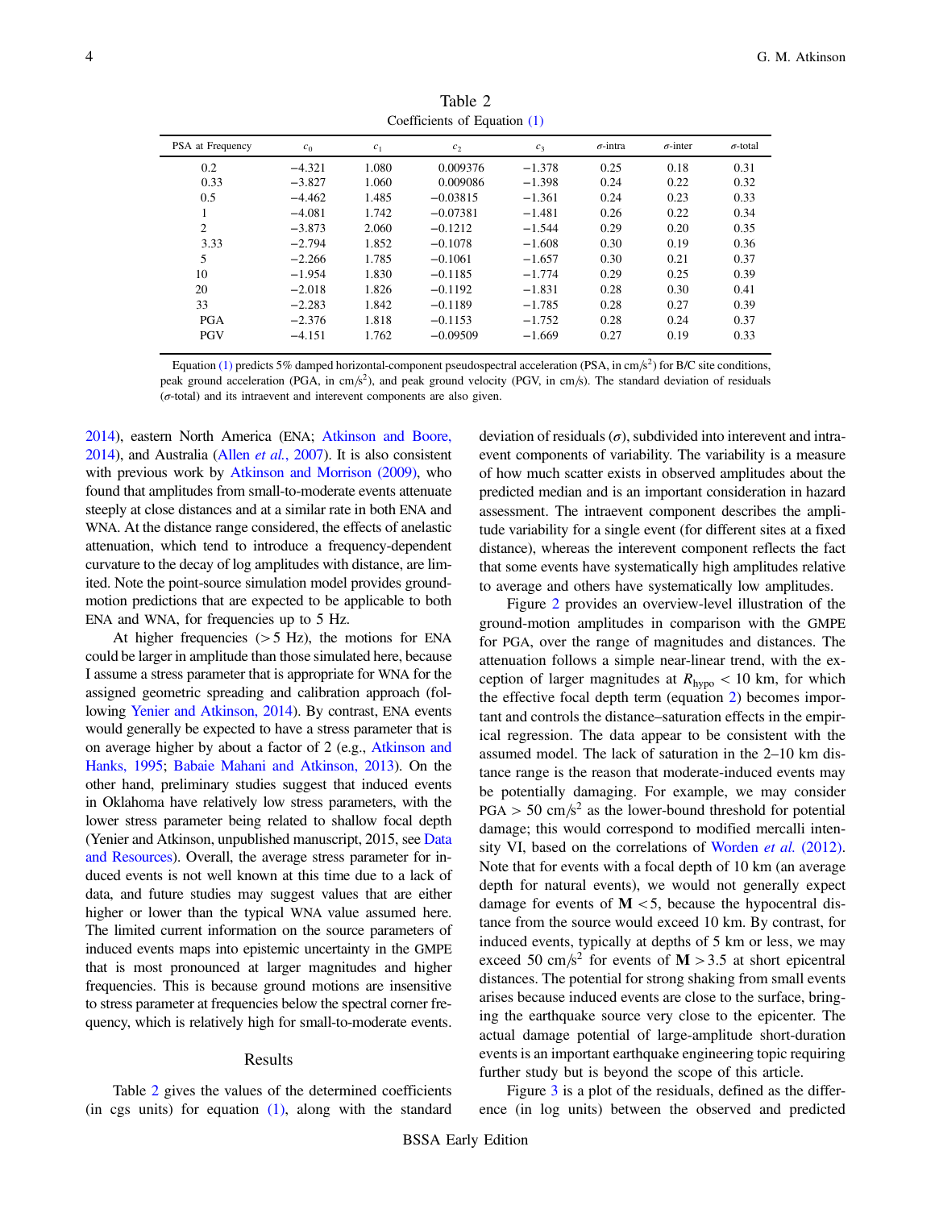Table 2
Coefficients of Equation (1)

| PSA at Frequency | $c_0$ | $c_1$ | $c_2$ | $c_3$ | $\sigma$-intra | $\sigma$-inter | $\sigma$-total |
|---|---|---|---|---|---|---|---|
| 0.2 | −4.321 | 1.080 | 0.009376 | −1.378 | 0.25 | 0.18 | 0.31 |
| 0.33 | −3.827 | 1.060 | 0.009086 | −1.398 | 0.24 | 0.22 | 0.32 |
| 0.5 | −4.462 | 1.485 | −0.03815 | −1.361 | 0.24 | 0.23 | 0.33 |
| 1 | −4.081 | 1.742 | −0.07381 | −1.481 | 0.26 | 0.22 | 0.34 |
| 2 | −3.873 | 2.060 | −0.1212 | −1.544 | 0.29 | 0.20 | 0.35 |
| 3.33 | −2.794 | 1.852 | −0.1078 | −1.608 | 0.30 | 0.19 | 0.36 |
| 5 | −2.266 | 1.785 | −0.1061 | −1.657 | 0.30 | 0.21 | 0.37 |
| 10 | −1.954 | 1.830 | −0.1185 | −1.774 | 0.29 | 0.25 | 0.39 |
| 20 | −2.018 | 1.826 | −0.1192 | −1.831 | 0.28 | 0.30 | 0.41 |
| 33 | −2.283 | 1.842 | −0.1189 | −1.785 | 0.28 | 0.27 | 0.39 |
| PGA | −2.376 | 1.818 | −0.1153 | −1.752 | 0.28 | 0.24 | 0.37 |
| PGV | −4.151 | 1.762 | −0.09509 | −1.669 | 0.27 | 0.19 | 0.33 |

Equation (1) predicts 5% damped horizontal-component pseudospectral acceleration (PSA, in $cm/s^2$) for B/C site conditions, peak ground acceleration (PGA, in $cm/s^2$), and peak ground velocity (PGV, in cm/s). The standard deviation of residuals ($\sigma$-total) and its intraevent and interevent components are also given.

2014), eastern North America (ENA; Atkinson and Boore, 2014), and Australia (Allen *et al.*, 2007). It is also consistent with previous work by Atkinson and Morrison (2009), who found that amplitudes from small-to-moderate events attenuate steeply at close distances and at a similar rate in both ENA and WNA. At the distance range considered, the effects of anelastic attenuation, which tend to introduce a frequency-dependent curvature to the decay of log amplitudes with distance, are limited. Note the point-source simulation model provides ground-motion predictions that are expected to be applicable to both ENA and WNA, for frequencies up to 5 Hz.

At higher frequencies (>5 Hz), the motions for ENA could be larger in amplitude than those simulated here, because I assume a stress parameter that is appropriate for WNA for the assigned geometric spreading and calibration approach (following Yenier and Atkinson, 2014). By contrast, ENA events would generally be expected to have a stress parameter that is on average higher by about a factor of 2 (e.g., Atkinson and Hanks, 1995; Babaie Mahani and Atkinson, 2013). On the other hand, preliminary studies suggest that induced events in Oklahoma have relatively low stress parameters, with the lower stress parameter being related to shallow focal depth (Yenier and Atkinson, unpublished manuscript, 2015, see Data and Resources). Overall, the average stress parameter for induced events is not well known at this time due to a lack of data, and future studies may suggest values that are either higher or lower than the typical WNA value assumed here. The limited current information on the source parameters of induced events maps into epistemic uncertainty in the GMPE that is most pronounced at larger magnitudes and higher frequencies. This is because ground motions are insensitive to stress parameter at frequencies below the spectral corner frequency, which is relatively high for small-to-moderate events.

## Results

Table 2 gives the values of the determined coefficients (in cgs units) for equation (1), along with the standard deviation of residuals ($\sigma$), subdivided into interevent and intraevent components of variability. The variability is a measure of how much scatter exists in observed amplitudes about the predicted median and is an important consideration in hazard assessment. The intraevent component describes the amplitude variability for a single event (for different sites at a fixed distance), whereas the interevent component reflects the fact that some events have systematically high amplitudes relative to average and others have systematically low amplitudes.

Figure 2 provides an overview-level illustration of the ground-motion amplitudes in comparison with the GMPE for PGA, over the range of magnitudes and distances. The attenuation follows a simple near-linear trend, with the exception of larger magnitudes at $R_{hypo} < 10$ km, for which the effective focal depth term (equation 2) becomes important and controls the distance–saturation effects in the empirical regression. The data appear to be consistent with the assumed model. The lack of saturation in the 2–10 km distance range is the reason that moderate-induced events may be potentially damaging. For example, we may consider PGA > 50 $cm/s^2$ as the lower-bound threshold for potential damage; this would correspond to modified mercalli intensity VI, based on the correlations of Worden *et al.* (2012). Note that for events with a focal depth of 10 km (an average depth for natural events), we would not generally expect damage for events of **M** <5, because the hypocentral distance from the source would exceed 10 km. By contrast, for induced events, typically at depths of 5 km or less, we may exceed 50 $cm/s^2$ for events of **M** >3.5 at short epicentral distances. The potential for strong shaking from small events arises because induced events are close to the surface, bringing the earthquake source very close to the epicenter. The actual damage potential of large-amplitude short-duration events is an important earthquake engineering topic requiring further study but is beyond the scope of this article.

Figure 3 is a plot of the residuals, defined as the difference (in log units) between the observed and predicted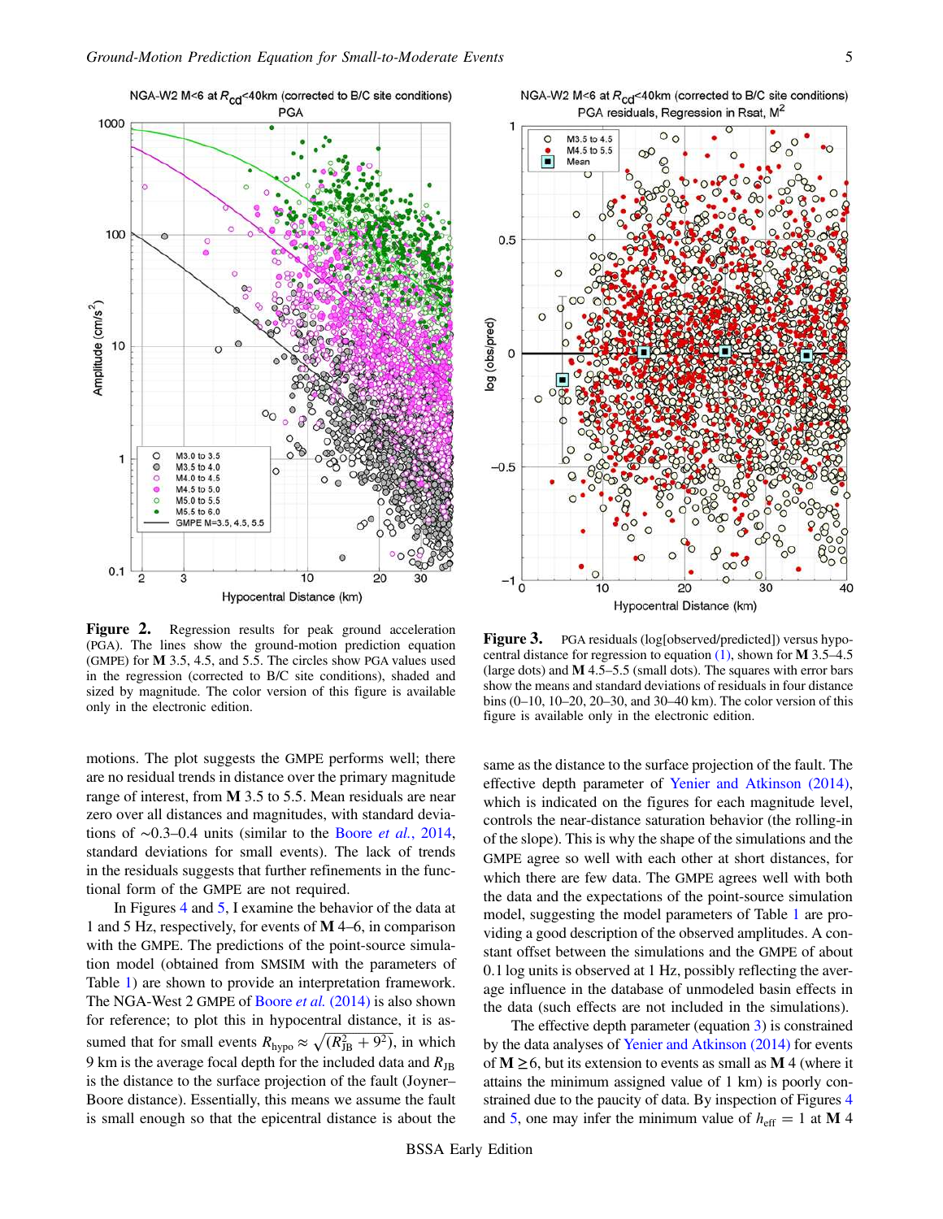**Figure 2.** Regression results for peak ground acceleration (PGA). The lines show the ground-motion prediction equation (GMPE) for **M** 3.5, 4.5, and 5.5. The circles show PGA values used in the regression (corrected to B/C site conditions), shaded and sized by magnitude. The color version of this figure is available only in the electronic edition.

**Figure 3.** PGA residuals (log[observed/predicted]) versus hypocentral distance for regression to equation (1), shown for **M** 3.5–4.5 (large dots) and **M** 4.5–5.5 (small dots). The squares with error bars show the means and standard deviations of residuals in four distance bins (0–10, 10–20, 20–30, and 30–40 km). The color version of this figure is available only in the electronic edition.

motions. The plot suggests the GMPE performs well; there are no residual trends in distance over the primary magnitude range of interest, from **M** 3.5 to 5.5. Mean residuals are near zero over all distances and magnitudes, with standard deviations of ~0.3–0.4 units (similar to the Boore *et al.*, 2014, standard deviations for small events). The lack of trends in the residuals suggests that further refinements in the functional form of the GMPE are not required.

In Figures 4 and 5, I examine the behavior of the data at 1 and 5 Hz, respectively, for events of **M** 4–6, in comparison with the GMPE. The predictions of the point-source simulation model (obtained from SMSIM with the parameters of Table 1) are shown to provide an interpretation framework. The NGA-West 2 GMPE of Boore *et al.* (2014) is also shown for reference; to plot this in hypocentral distance, it is assumed that for small events $R_{\mathrm{hypo}} \approx \sqrt{(R_{\mathrm{JB}}^2 + 9^2)}$, in which 9 km is the average focal depth for the included data and $R_{\mathrm{JB}}$ is the distance to the surface projection of the fault (Joyner–Boore distance). Essentially, this means we assume the fault is small enough so that the epicentral distance is about the same as the distance to the surface projection of the fault. The effective depth parameter of Yenier and Atkinson (2014), which is indicated on the figures for each magnitude level, controls the near-distance saturation behavior (the rolling-in of the slope). This is why the shape of the simulations and the GMPE agree so well with each other at short distances, for which there are few data. The GMPE agrees well with both the data and the expectations of the point-source simulation model, suggesting the model parameters of Table 1 are providing a good description of the observed amplitudes. A constant offset between the simulations and the GMPE of about 0.1 log units is observed at 1 Hz, possibly reflecting the average influence in the database of unmodeled basin effects in the data (such effects are not included in the simulations).

The effective depth parameter (equation 3) is constrained by the data analyses of Yenier and Atkinson (2014) for events of **M** ≥6, but its extension to events as small as **M** 4 (where it attains the minimum assigned value of 1 km) is poorly constrained due to the paucity of data. By inspection of Figures 4 and 5, one may infer the minimum value of $h_{\mathrm{eff}} = 1$ at **M** 4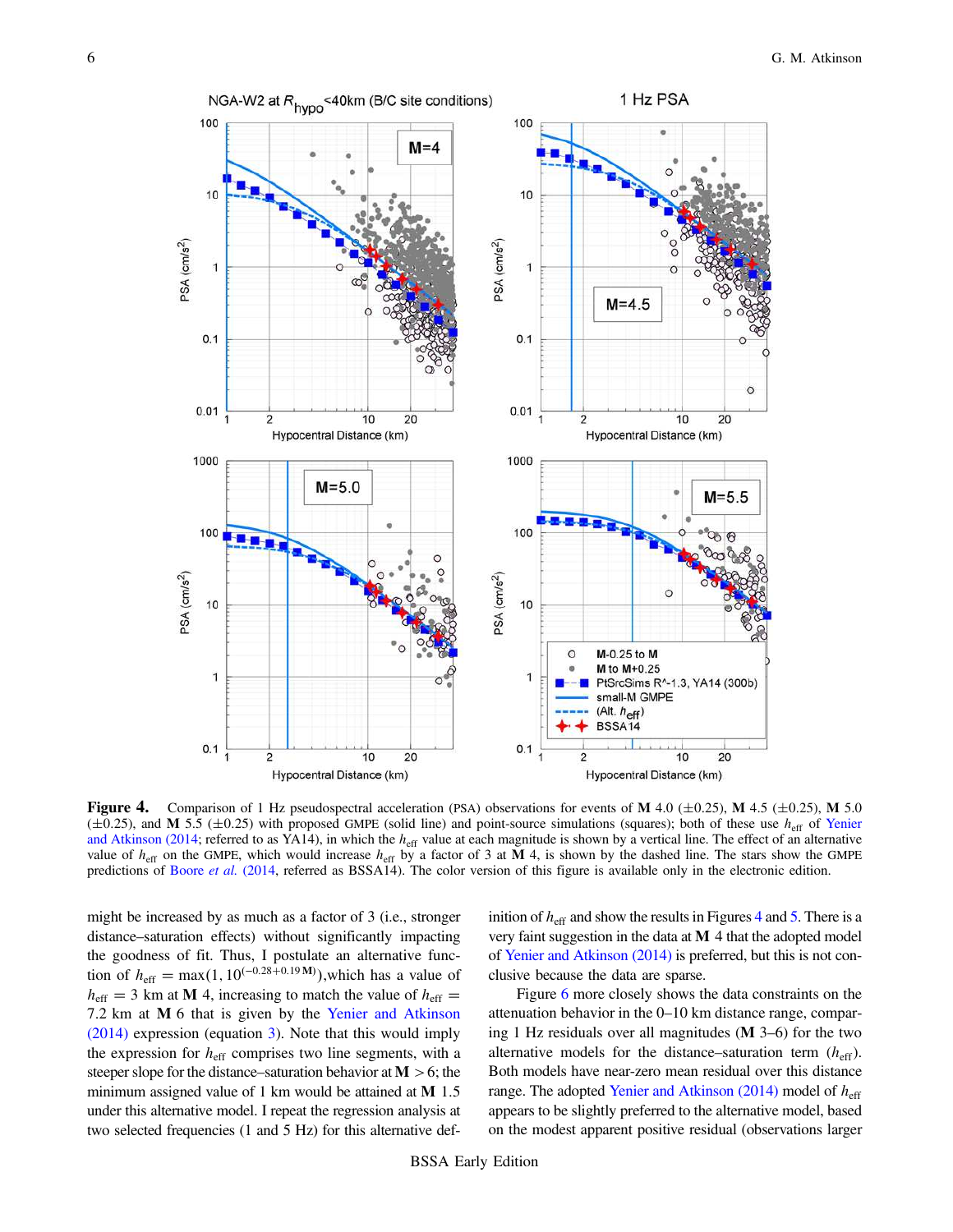**Figure 4.** Comparison of 1 Hz pseudospectral acceleration (PSA) observations for events of **M** 4.0 (±0.25), **M** 4.5 (±0.25), **M** 5.0 (±0.25), and **M** 5.5 (±0.25) with proposed GMPE (solid line) and point-source simulations (squares); both of these use $h_{\text{eff}}$ of Yenier and Atkinson (2014; referred to as YA14), in which the $h_{\text{eff}}$ value at each magnitude is shown by a vertical line. The effect of an alternative value of $h_{\text{eff}}$ on the GMPE, which would increase $h_{\text{eff}}$ by a factor of 3 at **M** 4, is shown by the dashed line. The stars show the GMPE predictions of Boore *et al.* (2014, referred as BSSA14). The color version of this figure is available only in the electronic edition.

might be increased by as much as a factor of 3 (i.e., stronger distance–saturation effects) without significantly impacting the goodness of fit. Thus, I postulate an alternative function of $h_{\text{eff}} = \max(1, 10^{(-0.28+0.19\mathbf{M})})$,which has a value of $h_{\text{eff}} = 3$ km at **M** 4, increasing to match the value of $h_{\text{eff}} = 7.2$ km at **M** 6 that is given by the Yenier and Atkinson (2014) expression (equation 3). Note that this would imply the expression for $h_{\text{eff}}$ comprises two line segments, with a steeper slope for the distance–saturation behavior at **M** > 6; the minimum assigned value of 1 km would be attained at **M** 1.5 under this alternative model. I repeat the regression analysis at two selected frequencies (1 and 5 Hz) for this alternative definition of $h_{\text{eff}}$ and show the results in Figures 4 and 5. There is a very faint suggestion in the data at **M** 4 that the adopted model of Yenier and Atkinson (2014) is preferred, but this is not conclusive because the data are sparse.

Figure 6 more closely shows the data constraints on the attenuation behavior in the 0–10 km distance range, comparing 1 Hz residuals over all magnitudes (**M** 3–6) for the two alternative models for the distance–saturation term ($h_{\text{eff}}$). Both models have near-zero mean residual over this distance range. The adopted Yenier and Atkinson (2014) model of $h_{\text{eff}}$ appears to be slightly preferred to the alternative model, based on the modest apparent positive residual (observations larger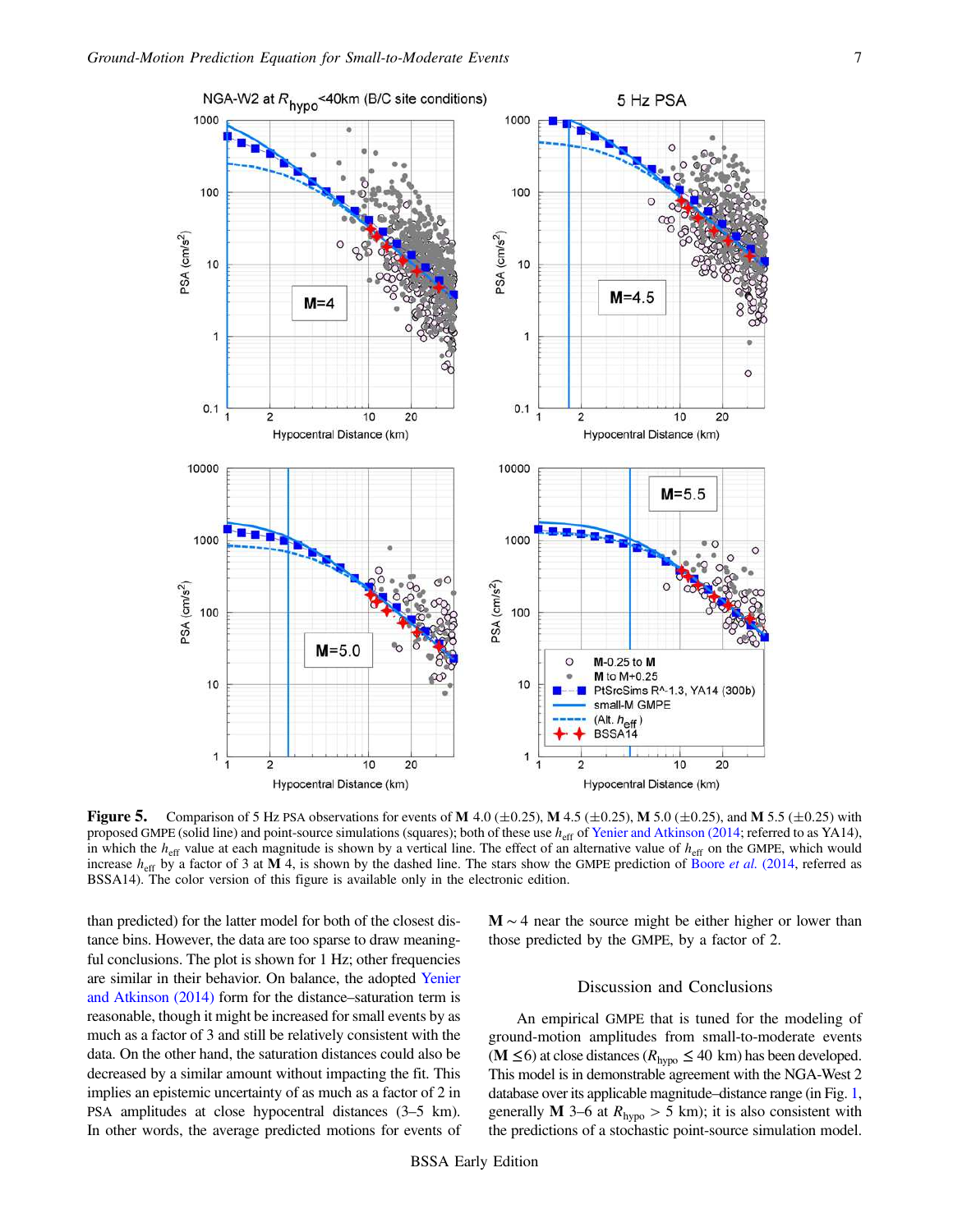**Figure 5.** Comparison of 5 Hz PSA observations for events of **M** 4.0 (±0.25), **M** 4.5 (±0.25), **M** 5.0 (±0.25), and **M** 5.5 (±0.25) with proposed GMPE (solid line) and point-source simulations (squares); both of these use $h_{eff}$ of Yenier and Atkinson (2014; referred to as YA14), in which the $h_{eff}$ value at each magnitude is shown by a vertical line. The effect of an alternative value of $h_{eff}$ on the GMPE, which would increase $h_{eff}$ by a factor of 3 at **M** 4, is shown by the dashed line. The stars show the GMPE prediction of Boore *et al.* (2014, referred as BSSA14). The color version of this figure is available only in the electronic edition.

than predicted) for the latter model for both of the closest distance bins. However, the data are too sparse to draw meaningful conclusions. The plot is shown for 1 Hz; other frequencies are similar in their behavior. On balance, the adopted Yenier and Atkinson (2014) form for the distance–saturation term is reasonable, though it might be increased for small events by as much as a factor of 3 and still be relatively consistent with the data. On the other hand, the saturation distances could also be decreased by a similar amount without impacting the fit. This implies an epistemic uncertainty of as much as a factor of 2 in PSA amplitudes at close hypocentral distances (3–5 km). In other words, the average predicted motions for events of **M** ~ 4 near the source might be either higher or lower than those predicted by the GMPE, by a factor of 2.

## Discussion and Conclusions

An empirical GMPE that is tuned for the modeling of ground-motion amplitudes from small-to-moderate events (**M** ≤6) at close distances ($R_{hypo} \leq 40$ km) has been developed. This model is in demonstrable agreement with the NGA-West 2 database over its applicable magnitude–distance range (in Fig. 1, generally **M** 3–6 at $R_{hypo} > 5$ km); it is also consistent with the predictions of a stochastic point-source simulation model.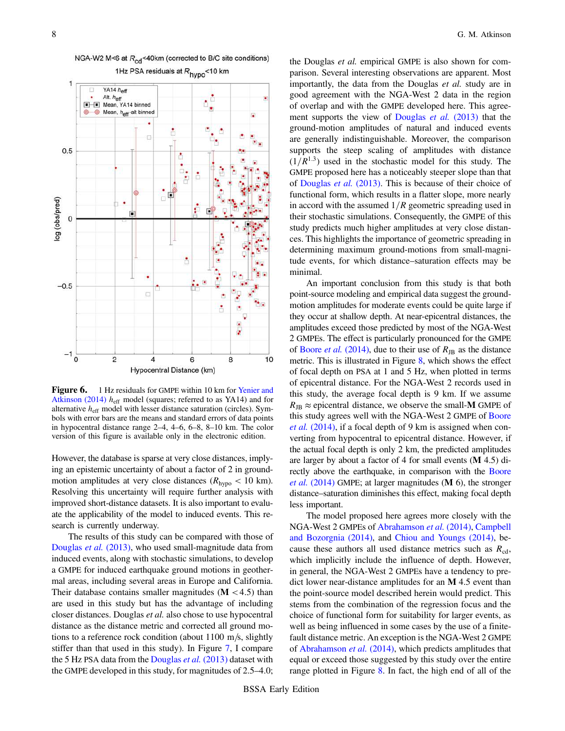**Figure 6.** 1 Hz residuals for GMPE within 10 km for Yenier and Atkinson (2014) $h_{eff}$ model (squares; referred to as YA14) and for alternative $h_{eff}$ model with lesser distance saturation (circles). Symbols with error bars are the means and standard errors of data points in hypocentral distance range 2–4, 4–6, 6–8, 8–10 km. The color version of this figure is available only in the electronic edition.

However, the database is sparse at very close distances, implying an epistemic uncertainty of about a factor of 2 in ground-motion amplitudes at very close distances ($R_{hypo} < 10$ km). Resolving this uncertainty will require further analysis with improved short-distance datasets. It is also important to evaluate the applicability of the model to induced events. This research is currently underway.

The results of this study can be compared with those of Douglas *et al.* (2013), who used small-magnitude data from induced events, along with stochastic simulations, to develop a GMPE for induced earthquake ground motions in geothermal areas, including several areas in Europe and California. Their database contains smaller magnitudes (**M** <4.5) than are used in this study but has the advantage of including closer distances. Douglas *et al.* also chose to use hypocentral distance as the distance metric and corrected all ground motions to a reference rock condition (about 1100 m/s, slightly stiffer than that used in this study). In Figure 7, I compare the 5 Hz PSA data from the Douglas *et al.* (2013) dataset with the GMPE developed in this study, for magnitudes of 2.5–4.0; the Douglas *et al.* empirical GMPE is also shown for comparison. Several interesting observations are apparent. Most importantly, the data from the Douglas *et al.* study are in good agreement with the NGA-West 2 data in the region of overlap and with the GMPE developed here. This agreement supports the view of Douglas *et al.* (2013) that the ground-motion amplitudes of natural and induced events are generally indistinguishable. Moreover, the comparison supports the steep scaling of amplitudes with distance ($1/R^{1.3}$) used in the stochastic model for this study. The GMPE proposed here has a noticeably steeper slope than that of Douglas *et al.* (2013). This is because of their choice of functional form, which results in a flatter slope, more nearly in accord with the assumed $1/R$ geometric spreading used in their stochastic simulations. Consequently, the GMPE of this study predicts much higher amplitudes at very close distances. This highlights the importance of geometric spreading in determining maximum ground-motions from small-magnitude events, for which distance–saturation effects may be minimal.

An important conclusion from this study is that both point-source modeling and empirical data suggest the ground-motion amplitudes for moderate events could be quite large if they occur at shallow depth. At near-epicentral distances, the amplitudes exceed those predicted by most of the NGA-West 2 GMPEs. The effect is particularly pronounced for the GMPE of Boore *et al.* (2014), due to their use of $R_{JB}$ as the distance metric. This is illustrated in Figure 8, which shows the effect of focal depth on PSA at 1 and 5 Hz, when plotted in terms of epicentral distance. For the NGA-West 2 records used in this study, the average focal depth is 9 km. If we assume $R_{JB} \approx$ epicentral distance, we observe the small-**M** GMPE of this study agrees well with the NGA-West 2 GMPE of Boore *et al.* (2014), if a focal depth of 9 km is assigned when converting from hypocentral to epicentral distance. However, if the actual focal depth is only 2 km, the predicted amplitudes are larger by about a factor of 4 for small events (**M** 4.5) directly above the earthquake, in comparison with the Boore *et al.* (2014) GMPE; at larger magnitudes (**M** 6), the stronger distance–saturation effect diminishes this effect, making focal depth less important.

The model proposed here agrees more closely with the NGA-West 2 GMPEs of Abrahamson *et al.* (2014), Campbell and Bozorgnia (2014), and Chiou and Youngs (2014), because these authors all used distance metrics such as $R_{cd}$, which implicitly include the influence of depth. However, in general, the NGA-West 2 GMPEs have a tendency to predict lower near-distance amplitudes for an **M** 4.5 event than the point-source model described herein would predict. This stems from the combination of the regression focus and the choice of functional form for suitability for larger events, as well as being influenced in some cases by the use of a finite-fault distance metric. An exception is the NGA-West 2 GMPE of Abrahamson *et al.* (2014), which predicts amplitudes that equal or exceed those suggested by this study over the entire range plotted in Figure 8. In fact, the high end of all of the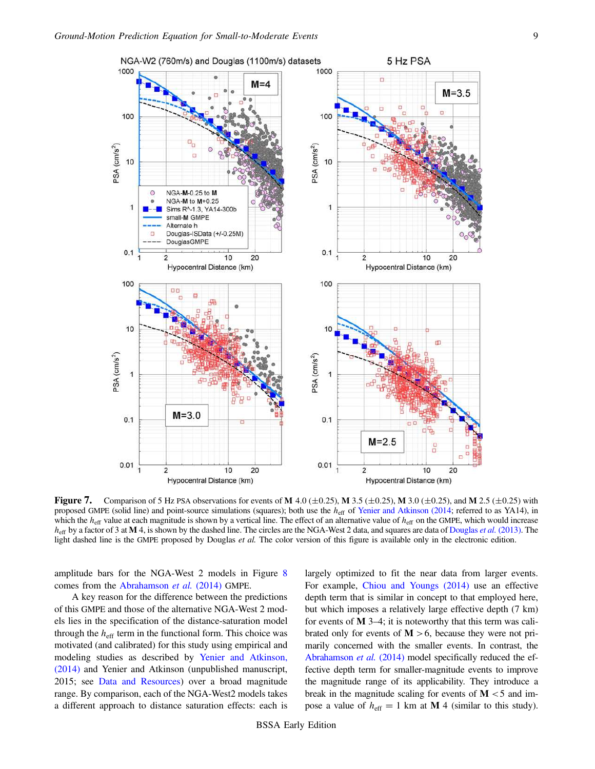**Figure 7.** Comparison of 5 Hz PSA observations for events of **M** 4.0 (±0.25), **M** 3.5 (±0.25), **M** 3.0 (±0.25), and **M** 2.5 (±0.25) with proposed GMPE (solid line) and point-source simulations (squares); both use the $h_{\mathrm{eff}}$ of Yenier and Atkinson (2014; referred to as YA14), in which the $h_{\mathrm{eff}}$ value at each magnitude is shown by a vertical line. The effect of an alternative value of $h_{\mathrm{eff}}$ on the GMPE, which would increase $h_{\mathrm{eff}}$ by a factor of 3 at **M** 4, is shown by the dashed line. The circles are the NGA-West 2 data, and squares are data of Douglas *et al.* (2013). The light dashed line is the GMPE proposed by Douglas *et al.* The color version of this figure is available only in the electronic edition.

amplitude bars for the NGA-West 2 models in Figure 8 comes from the Abrahamson *et al.* (2014) GMPE.

A key reason for the difference between the predictions of this GMPE and those of the alternative NGA-West 2 models lies in the specification of the distance-saturation model through the $h_{\mathrm{eff}}$ term in the functional form. This choice was motivated (and calibrated) for this study using empirical and modeling studies as described by Yenier and Atkinson, (2014) and Yenier and Atkinson (unpublished manuscript, 2015; see Data and Resources) over a broad magnitude range. By comparison, each of the NGA-West2 models takes a different approach to distance saturation effects: each is largely optimized to fit the near data from larger events. For example, Chiou and Youngs (2014) use an effective depth term that is similar in concept to that employed here, but which imposes a relatively large effective depth (7 km) for events of **M** 3–4; it is noteworthy that this term was calibrated only for events of **M** > 6, because they were not primarily concerned with the smaller events. In contrast, the Abrahamson *et al.* (2014) model specifically reduced the effective depth term for smaller-magnitude events to improve the magnitude range of its applicability. They introduce a break in the magnitude scaling for events of **M** < 5 and impose a value of $h_{\mathrm{eff}} = 1$ km at **M** 4 (similar to this study).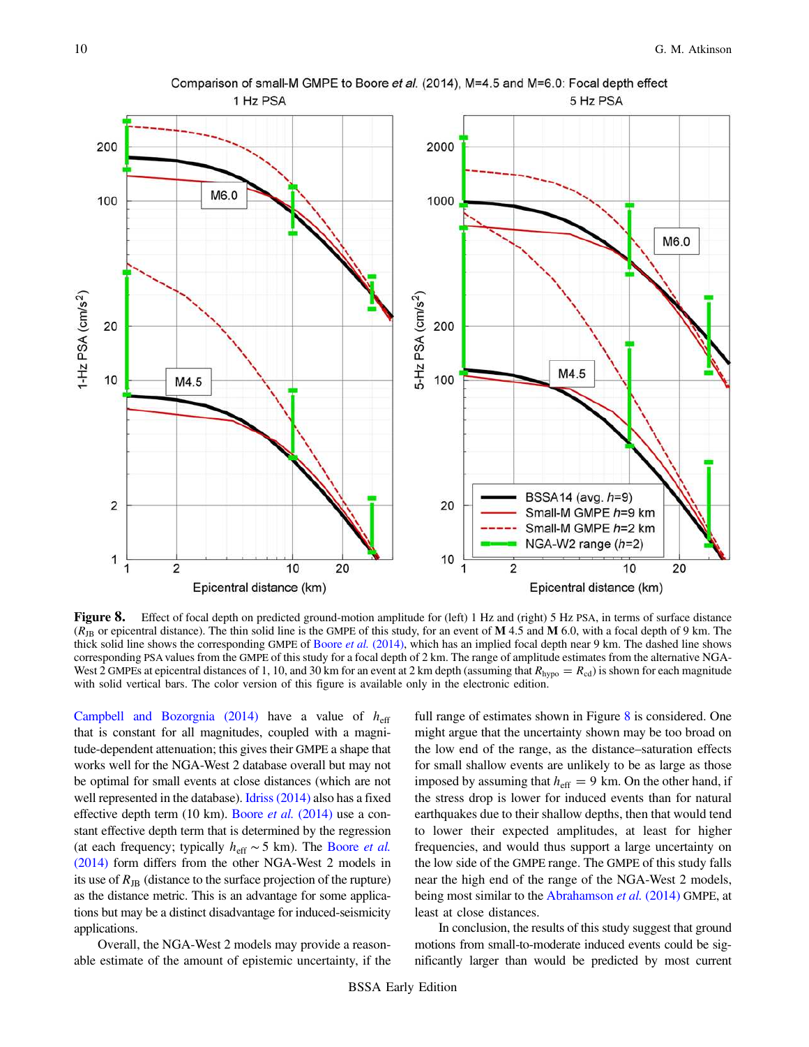**Figure 8.** Effect of focal depth on predicted ground-motion amplitude for (left) 1 Hz and (right) 5 Hz PSA, in terms of surface distance ($R_{JB}$ or epicentral distance). The thin solid line is the GMPE of this study, for an event of **M** 4.5 and **M** 6.0, with a focal depth of 9 km. The thick solid line shows the corresponding GMPE of Boore *et al.* (2014), which has an implied focal depth near 9 km. The dashed line shows corresponding PSA values from the GMPE of this study for a focal depth of 2 km. The range of amplitude estimates from the alternative NGA-West 2 GMPEs at epicentral distances of 1, 10, and 30 km for an event at 2 km depth (assuming that $R_{hypo} = R_{cd}$) is shown for each magnitude with solid vertical bars. The color version of this figure is available only in the electronic edition.

Campbell and Bozorgnia (2014) have a value of $h_{eff}$ that is constant for all magnitudes, coupled with a magnitude-dependent attenuation; this gives their GMPE a shape that works well for the NGA-West 2 database overall but may not be optimal for small events at close distances (which are not well represented in the database). Idriss (2014) also has a fixed effective depth term (10 km). Boore *et al.* (2014) use a constant effective depth term that is determined by the regression (at each frequency; typically $h_{eff} \sim 5$ km). The Boore *et al.* (2014) form differs from the other NGA-West 2 models in its use of $R_{JB}$ (distance to the surface projection of the rupture) as the distance metric. This is an advantage for some applications but may be a distinct disadvantage for induced-seismicity applications.

Overall, the NGA-West 2 models may provide a reasonable estimate of the amount of epistemic uncertainty, if the full range of estimates shown in Figure 8 is considered. One might argue that the uncertainty shown may be too broad on the low end of the range, as the distance–saturation effects for small shallow events are unlikely to be as large as those imposed by assuming that $h_{eff} = 9$ km. On the other hand, if the stress drop is lower for induced events than for natural earthquakes due to their shallow depths, then that would tend to lower their expected amplitudes, at least for higher frequencies, and would thus support a large uncertainty on the low side of the GMPE range. The GMPE of this study falls near the high end of the range of the NGA-West 2 models, being most similar to the Abrahamson *et al.* (2014) GMPE, at least at close distances.

In conclusion, the results of this study suggest that ground motions from small-to-moderate induced events could be significantly larger than would be predicted by most current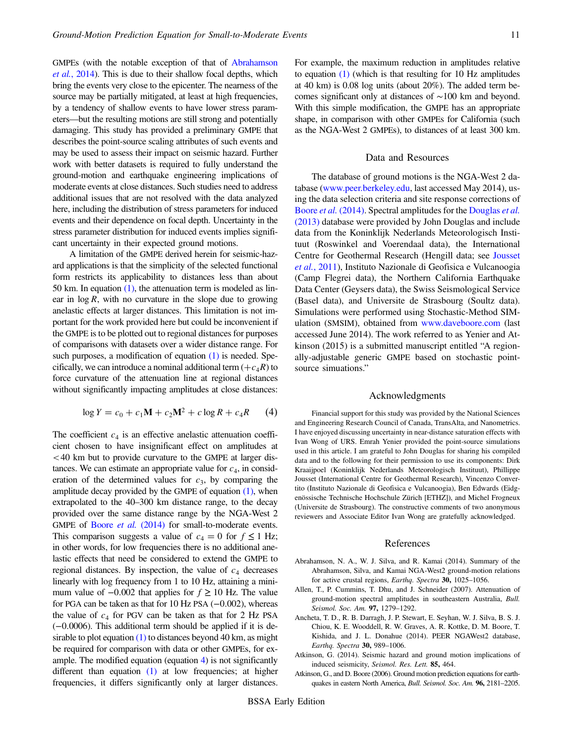GMPEs (with the notable exception of that of Abrahamson *et al.*, 2014). This is due to their shallow focal depths, which bring the events very close to the epicenter. The nearness of the source may be partially mitigated, at least at high frequencies, by a tendency of shallow events to have lower stress parameters—but the resulting motions are still strong and potentially damaging. This study has provided a preliminary GMPE that describes the point-source scaling attributes of such events and may be used to assess their impact on seismic hazard. Further work with better datasets is required to fully understand the ground-motion and earthquake engineering implications of moderate events at close distances. Such studies need to address additional issues that are not resolved with the data analyzed here, including the distribution of stress parameters for induced events and their dependence on focal depth. Uncertainty in the stress parameter distribution for induced events implies significant uncertainty in their expected ground motions.

A limitation of the GMPE derived herein for seismic-hazard applications is that the simplicity of the selected functional form restricts its applicability to distances less than about 50 km. In equation (1), the attenuation term is modeled as linear in $\log R$, with no curvature in the slope due to growing anelastic effects at larger distances. This limitation is not important for the work provided here but could be inconvenient if the GMPE is to be plotted out to regional distances for purposes of comparisons with datasets over a wider distance range. For such purposes, a modification of equation (1) is needed. Specifically, we can introduce a nominal additional term ($+c_4 R$) to force curvature of the attenuation line at regional distances without significantly impacting amplitudes at close distances:

$$\log Y = c_0 + c_1 \mathbf{M} + c_2 \mathbf{M}^2 + c \log R + c_4 R \qquad (4)$$

The coefficient $c_4$ is an effective anelastic attenuation coefficient chosen to have insignificant effect on amplitudes at $<40$ km but to provide curvature to the GMPE at larger distances. We can estimate an appropriate value for $c_4$, in consideration of the determined values for $c_3$, by comparing the amplitude decay provided by the GMPE of equation (1), when extrapolated to the 40–300 km distance range, to the decay provided over the same distance range by the NGA-West 2 GMPE of Boore *et al.* (2014) for small-to-moderate events. This comparison suggests a value of $c_4 = 0$ for $f \leq 1$ Hz; in other words, for low frequencies there is no additional anelastic effects that need be considered to extend the GMPE to regional distances. By inspection, the value of $c_4$ decreases linearly with log frequency from 1 to 10 Hz, attaining a minimum value of $-0.002$ that applies for $f \geq 10$ Hz. The value for PGA can be taken as that for 10 Hz PSA ($-0.002$), whereas the value of $c_4$ for PGV can be taken as that for 2 Hz PSA ($-0.0006$). This additional term should be applied if it is desirable to plot equation (1) to distances beyond 40 km, as might be required for comparison with data or other GMPEs, for example. The modified equation (equation 4) is not significantly different than equation (1) at low frequencies; at higher frequencies, it differs significantly only at larger distances. For example, the maximum reduction in amplitudes relative to equation (1) (which is that resulting for 10 Hz amplitudes at 40 km) is 0.08 log units (about 20%). The added term becomes significant only at distances of ~100 km and beyond. With this simple modification, the GMPE has an appropriate shape, in comparison with other GMPEs for California (such as the NGA-West 2 GMPEs), to distances of at least 300 km.

## Data and Resources

The database of ground motions is the NGA-West 2 database (www.peer.berkeley.edu, last accessed May 2014), using the data selection criteria and site response corrections of Boore *et al.* (2014). Spectral amplitudes for the Douglas *et al.* (2013) database were provided by John Douglas and include data from the Koninklijk Nederlands Meteorologisch Instituut (Roswinkel and Voerendaal data), the International Centre for Geothermal Research (Hengill data; see Jousset *et al.*, 2011), Instituto Nazionale di Geofisica e Vulcanoogia (Camp Flegrei data), the Northern California Earthquake Data Center (Geysers data), the Swiss Seismological Service (Basel data), and Universite de Strasbourg (Soultz data). Simulations were performed using Stochastic-Method SIMulation (SMSIM), obtained from www.daveboore.com (last accessed June 2014). The work referred to as Yenier and Atkinson (2015) is a submitted manuscript entitled "A regionally-adjustable generic GMPE based on stochastic point-source simuations."

## Acknowledgments

Financial support for this study was provided by the National Sciences and Engineering Research Council of Canada, TransAlta, and Nanometrics. I have enjoyed discussing uncertainty in near-distance saturation effects with Ivan Wong of URS. Emrah Yenier provided the point-source simulations used in this article. I am grateful to John Douglas for sharing his compiled data and to the following for their permission to use its components: Dirk Kraaijpoel (Koninklijk Nederlands Meteorologisch Instituut), Phillippe Jousset (International Centre for Geothermal Research), Vincenzo Convertito (Instituto Nazionale di Geofisica e Vulcanoogia), Ben Edwards (Eidgenössische Technische Hochschule Zürich [ETHZ]), and Michel Frogneux (Universite de Strasbourg). The constructive comments of two anonymous reviewers and Associate Editor Ivan Wong are gratefully acknowledged.

## References

Abrahamson, N. A., W. J. Silva, and R. Kamai (2014). Summary of the Abrahamson, Silva, and Kamai NGA-West2 ground-motion relations for active crustal regions, *Earthq. Spectra* **30,** 1025–1056.

Allen, T., P. Cummins, T. Dhu, and J. Schneider (2007). Attenuation of ground-motion spectral amplitudes in southeastern Australia, *Bull. Seismol. Soc. Am.* **97,** 1279–1292.

Ancheta, T. D., R. B. Darragh, J. P. Stewart, E. Seyhan, W. J. Silva, B. S. J. Chiou, K. E. Wooddell, R. W. Graves, A. R. Kottke, D. M. Boore, T. Kishida, and J. L. Donahue (2014). PEER NGAWest2 database, *Earthq. Spectra* **30,** 989–1006.

Atkinson, G. (2014). Seismic hazard and ground motion implications of induced seismicity, *Seismol. Res. Lett.* **85,** 464.

Atkinson, G., and D. Boore (2006). Ground motion prediction equations for earthquakes in eastern North America, *Bull. Seismol. Soc. Am.* **96,** 2181–2205.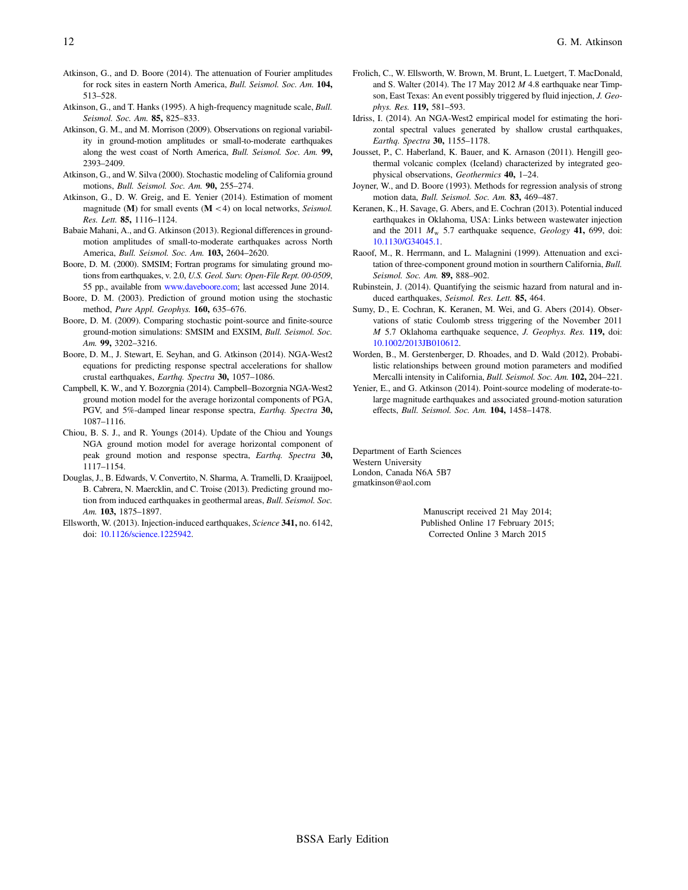Atkinson, G., and D. Boore (2014). The attenuation of Fourier amplitudes for rock sites in eastern North America, *Bull. Seismol. Soc. Am.* **104,** 513–528.

Atkinson, G., and T. Hanks (1995). A high-frequency magnitude scale, *Bull. Seismol. Soc. Am.* **85,** 825–833.

Atkinson, G. M., and M. Morrison (2009). Observations on regional variability in ground-motion amplitudes or small-to-moderate earthquakes along the west coast of North America, *Bull. Seismol. Soc. Am.* **99,** 2393–2409.

Atkinson, G., and W. Silva (2000). Stochastic modeling of California ground motions, *Bull. Seismol. Soc. Am.* **90,** 255–274.

Atkinson, G., D. W. Greig, and E. Yenier (2014). Estimation of moment magnitude (**M**) for small events (**M** $<4$) on local networks, *Seismol. Res. Lett.* **85,** 1116–1124.

Babaie Mahani, A., and G. Atkinson (2013). Regional differences in ground-motion amplitudes of small-to-moderate earthquakes across North America, *Bull. Seismol. Soc. Am.* **103,** 2604–2620.

Boore, D. M. (2000). SMSIM; Fortran programs for simulating ground motions from earthquakes, v. 2.0, *U.S. Geol. Surv. Open-File Rept. 00-0509*, 55 pp., available from www.daveboore.com; last accessed June 2014.

Boore, D. M. (2003). Prediction of ground motion using the stochastic method, *Pure Appl. Geophys.* **160,** 635–676.

Boore, D. M. (2009). Comparing stochastic point-source and finite-source ground-motion simulations: SMSIM and EXSIM, *Bull. Seismol. Soc. Am.* **99,** 3202–3216.

Boore, D. M., J. Stewart, E. Seyhan, and G. Atkinson (2014). NGA-West2 equations for predicting response spectral accelerations for shallow crustal earthquakes, *Earthq. Spectra* **30,** 1057–1086.

Campbell, K. W., and Y. Bozorgnia (2014). Campbell–Bozorgnia NGA-West2 ground motion model for the average horizontal components of PGA, PGV, and 5%-damped linear response spectra, *Earthq. Spectra* **30,** 1087–1116.

Chiou, B. S. J., and R. Youngs (2014). Update of the Chiou and Youngs NGA ground motion model for average horizontal component of peak ground motion and response spectra, *Earthq. Spectra* **30,** 1117–1154.

Douglas, J., B. Edwards, V. Convertito, N. Sharma, A. Tramelli, D. Kraaijpoel, B. Cabrera, N. Maercklin, and C. Troise (2013). Predicting ground motion from induced earthquakes in geothermal areas, *Bull. Seismol. Soc. Am.* **103,** 1875–1897.

Ellsworth, W. (2013). Injection-induced earthquakes, *Science* **341,** no. 6142, doi: 10.1126/science.1225942.

Frolich, C., W. Ellsworth, W. Brown, M. Brunt, L. Luetgert, T. MacDonald, and S. Walter (2014). The 17 May 2012 *M* 4.8 earthquake near Timpson, East Texas: An event possibly triggered by fluid injection, *J. Geophys. Res.* **119,** 581–593.

Idriss, I. (2014). An NGA-West2 empirical model for estimating the horizontal spectral values generated by shallow crustal earthquakes, *Earthq. Spectra* **30,** 1155–1178.

Jousset, P., C. Haberland, K. Bauer, and K. Arnason (2011). Hengill geothermal volcanic complex (Iceland) characterized by integrated geophysical observations, *Geothermics* **40,** 1–24.

Joyner, W., and D. Boore (1993). Methods for regression analysis of strong motion data, *Bull. Seismol. Soc. Am.* **83,** 469–487.

Keranen, K., H. Savage, G. Abers, and E. Cochran (2013). Potential induced earthquakes in Oklahoma, USA: Links between wastewater injection and the 2011 $M_w$ 5.7 earthquake sequence, *Geology* **41,** 699, doi: 10.1130/G34045.1.

Raoof, M., R. Herrmann, and L. Malagnini (1999). Attenuation and excitation of three-component ground motion in sourthern California, *Bull. Seismol. Soc. Am.* **89,** 888–902.

Rubinstein, J. (2014). Quantifying the seismic hazard from natural and induced earthquakes, *Seismol. Res. Lett.* **85,** 464.

Sumy, D., E. Cochran, K. Keranen, M. Wei, and G. Abers (2014). Observations of static Coulomb stress triggering of the November 2011 *M* 5.7 Oklahoma earthquake sequence, *J. Geophys. Res.* **119,** doi: 10.1002/2013JB010612.

Worden, B., M. Gerstenberger, D. Rhoades, and D. Wald (2012). Probabilistic relationships between ground motion parameters and modified Mercalli intensity in California, *Bull. Seismol. Soc. Am.* **102,** 204–221.

Yenier, E., and G. Atkinson (2014). Point-source modeling of moderate-to-large magnitude earthquakes and associated ground-motion saturation effects, *Bull. Seismol. Soc. Am.* **104,** 1458–1478.

Department of Earth Sciences
Western University
London, Canada N6A 5B7
gmatkinson@aol.com

Manuscript received 21 May 2014;
Published Online 17 February 2015;
Corrected Online 3 March 2015